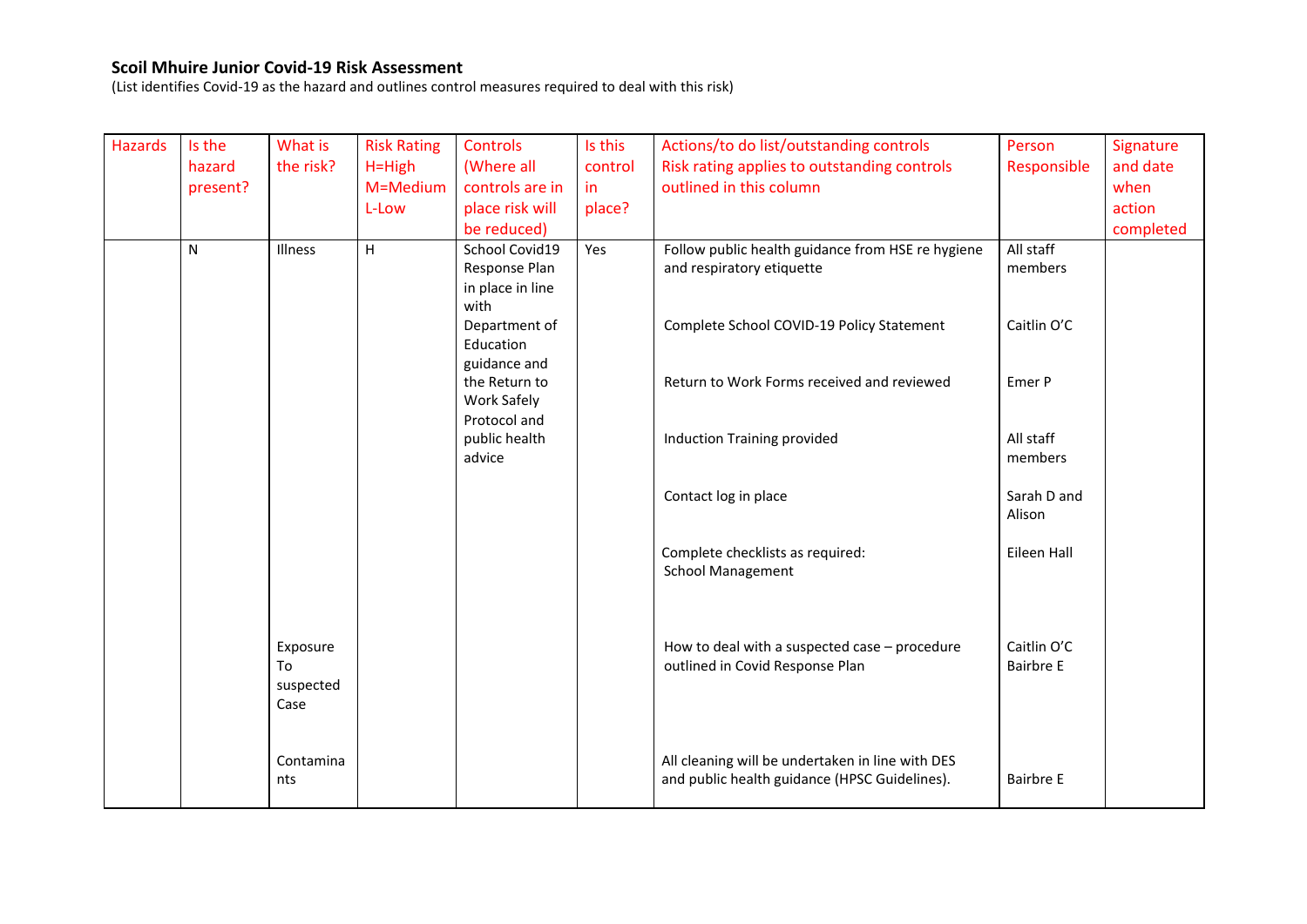**Scoil Mhuire Junior Covid-19 Risk Assessment**

(List identifies Covid-19 as the hazard and outlines control measures required to deal with this risk)

| Hazards | Is the hazard present? | What is the risk? | Risk Rating H=High M=Medium L-Low | Controls (Where all controls are in place risk will be reduced) | Is this control in place? | Actions/to do list/outstanding controls Risk rating applies to outstanding controls outlined in this column | Person Responsible | Signature and date when action completed |
|---|---|---|---|---|---|---|---|---|
| | N | Illness | H | School Covid19 Response Plan in place in line with Department of Education guidance and the Return to Work Safely Protocol and public health advice | Yes | Follow public health guidance from HSE re hygiene and respiratory etiquette | All staff members | |
| | | | | | | Complete School COVID-19 Policy Statement | Caitlin O'C | |
| | | | | | | Return to Work Forms received and reviewed | Emer P | |
| | | | | | | Induction Training provided | All staff members | |
| | | | | | | Contact log in place | Sarah D and Alison | |
| | | | | | | Complete checklists as required: School Management | Eileen Hall | |
| | | Exposure To suspected Case | | | | How to deal with a suspected case – procedure outlined in Covid Response Plan | Caitlin O'C Bairbre E | |
| | | Contaminants | | | | All cleaning will be undertaken in line with DES and public health guidance (HPSC Guidelines). | Bairbre E | |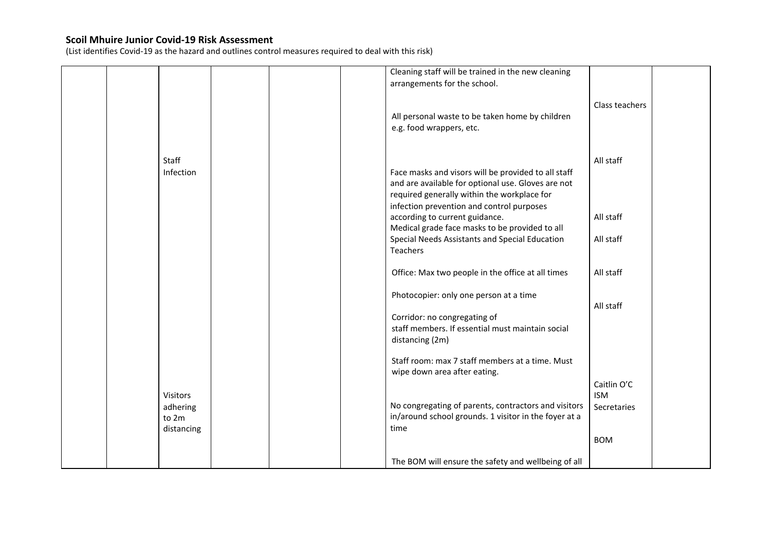# Scoil Mhuire Junior Covid-19 Risk Assessment

(List identifies Covid-19 as the hazard and outlines control measures required to deal with this risk)

| | | | | | | | | |
|---|---|---|---|---|---|---|---|---|
| | | | | | | Cleaning staff will be trained in the new cleaning arrangements for the school. | | |
| | | | | | | All personal waste to be taken home by children e.g. food wrappers, etc. | Class teachers | |
| | | Staff Infection | | | | Face masks and visors will be provided to all staff and are available for optional use. Gloves are not required generally within the workplace for infection prevention and control purposes according to current guidance. | All staff | |
| | | | | | | Medical grade face masks to be provided to all Special Needs Assistants and Special Education Teachers | All staff<br>All staff | |
| | | | | | | Office: Max two people in the office at all times | All staff | |
| | | | | | | Photocopier: only one person at a time | | |
| | | | | | | Corridor: no congregating of staff members. If essential must maintain social distancing (2m) | All staff | |
| | | | | | | Staff room: max 7 staff members at a time. Must wipe down area after eating. | | |
| | | Visitors adhering to 2m distancing | | | | No congregating of parents, contractors and visitors in/around school grounds. 1 visitor in the foyer at a time | Caitlin O'C<br>ISM<br>Secretaries | |
| | | | | | | The BOM will ensure the safety and wellbeing of all | BOM | |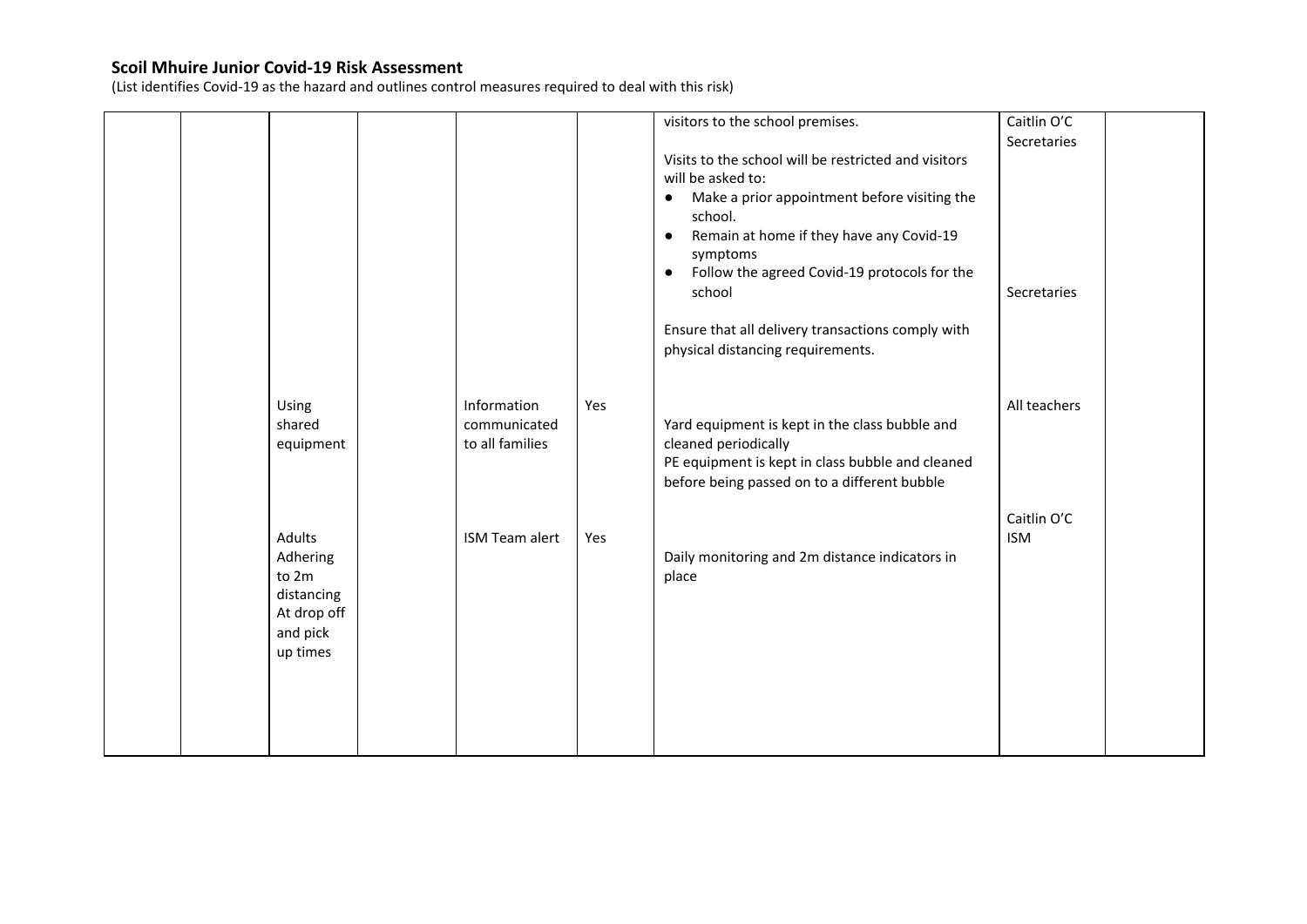# Scoil Mhuire Junior Covid-19 Risk Assessment

(List identifies Covid-19 as the hazard and outlines control measures required to deal with this risk)

| | | | | | | | | |
|---|---|---|---|---|---|---|---|---|
| | | | | | | visitors to the school premises.<br><br>Visits to the school will be restricted and visitors will be asked to:<br>● Make a prior appointment before visiting the school.<br>● Remain at home if they have any Covid-19 symptoms<br>● Follow the agreed Covid-19 protocols for the school<br><br>Ensure that all delivery transactions comply with physical distancing requirements. | Caitlin O'C<br>Secretaries<br><br><br><br><br><br>Secretaries | |
| | | Using shared equipment | | Information communicated to all families | Yes | Yard equipment is kept in the class bubble and cleaned periodically<br>PE equipment is kept in class bubble and cleaned before being passed on to a different bubble | All teachers | |
| | | Adults Adhering to 2m distancing At drop off and pick up times | | ISM Team alert | Yes | Daily monitoring and 2m distance indicators in place | Caitlin O'C<br>ISM | |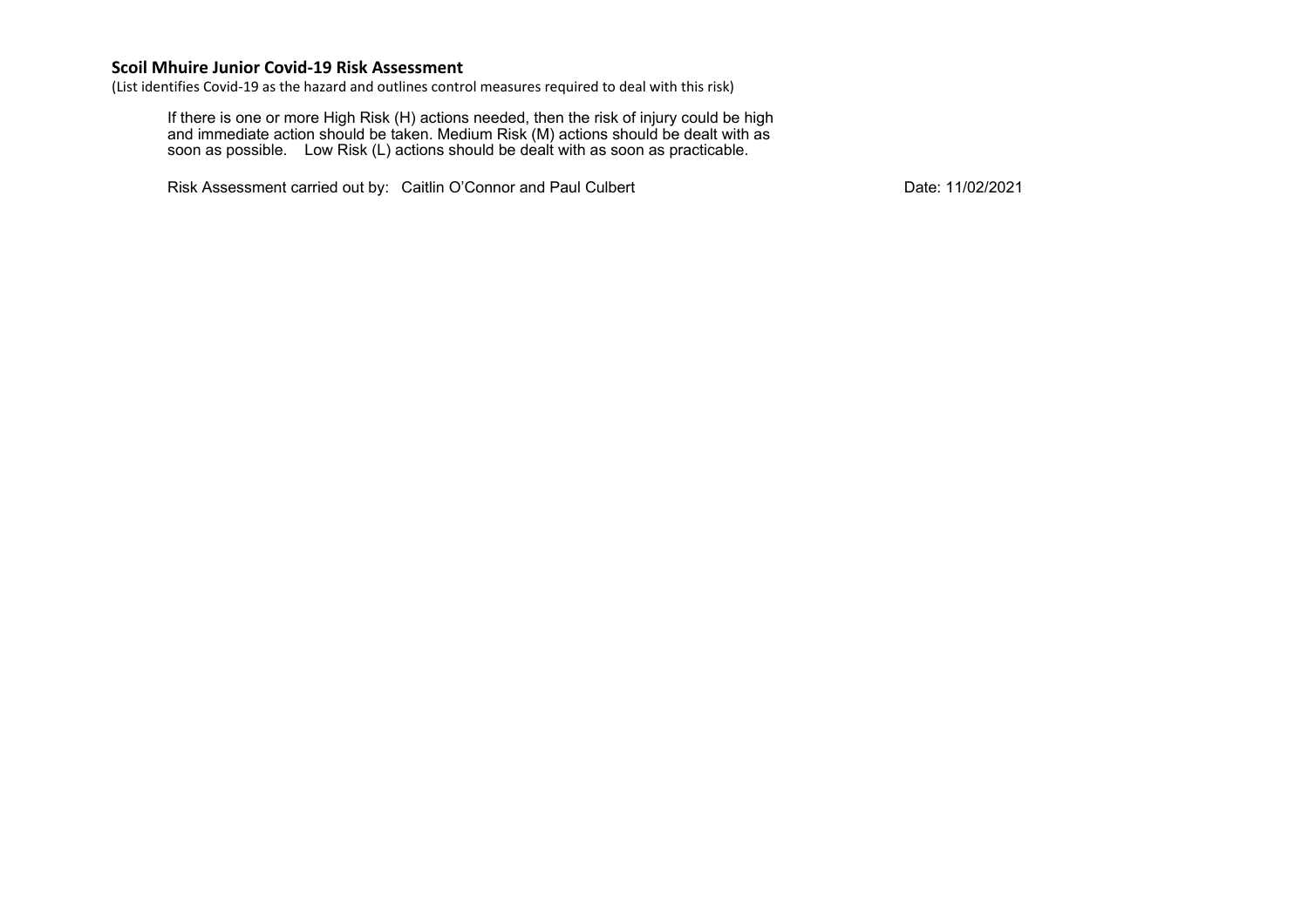**Scoil Mhuire Junior Covid-19 Risk Assessment**

(List identifies Covid-19 as the hazard and outlines control measures required to deal with this risk)

If there is one or more High Risk (H) actions needed, then the risk of injury could be high and immediate action should be taken. Medium Risk (M) actions should be dealt with as soon as possible. Low Risk (L) actions should be dealt with as soon as practicable.

Risk Assessment carried out by: Caitlin O'Connor and Paul Culbert

Date: 11/02/2021